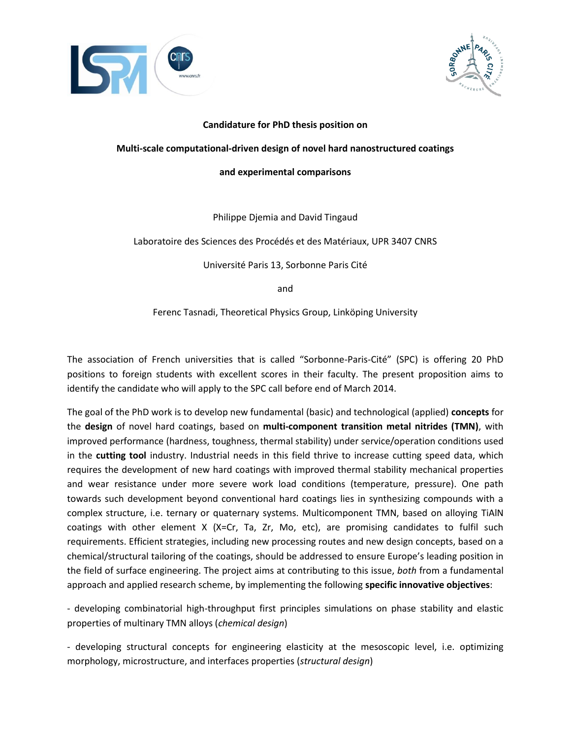**Candidature for PhD thesis position on**

**Multi-scale computational-driven design of novel hard nanostructured coatings**

**and experimental comparisons**

Philippe Djemia and David Tingaud

Laboratoire des Sciences des Procédés et des Matériaux, UPR 3407 CNRS

Université Paris 13, Sorbonne Paris Cité

and

Ferenc Tasnadi, Theoretical Physics Group, Linköping University

The association of French universities that is called "Sorbonne-Paris-Cité" (SPC) is offering 20 PhD positions to foreign students with excellent scores in their faculty. The present proposition aims to identify the candidate who will apply to the SPC call before end of March 2014.

The goal of the PhD work is to develop new fundamental (basic) and technological (applied) **concepts** for the **design** of novel hard coatings, based on **multi-component transition metal nitrides (TMN)**, with improved performance (hardness, toughness, thermal stability) under service/operation conditions used in the **cutting tool** industry. Industrial needs in this field thrive to increase cutting speed data, which requires the development of new hard coatings with improved thermal stability mechanical properties and wear resistance under more severe work load conditions (temperature, pressure). One path towards such development beyond conventional hard coatings lies in synthesizing compounds with a complex structure, i.e. ternary or quaternary systems. Multicomponent TMN, based on alloying TiAlN coatings with other element X (X=Cr, Ta, Zr, Mo, etc), are promising candidates to fulfil such requirements. Efficient strategies, including new processing routes and new design concepts, based on a chemical/structural tailoring of the coatings, should be addressed to ensure Europe's leading position in the field of surface engineering. The project aims at contributing to this issue, *both* from a fundamental approach and applied research scheme, by implementing the following **specific innovative objectives**:

- developing combinatorial high-throughput first principles simulations on phase stability and elastic properties of multinary TMN alloys (*chemical design*)

- developing structural concepts for engineering elasticity at the mesoscopic level, i.e. optimizing morphology, microstructure, and interfaces properties (*structural design*)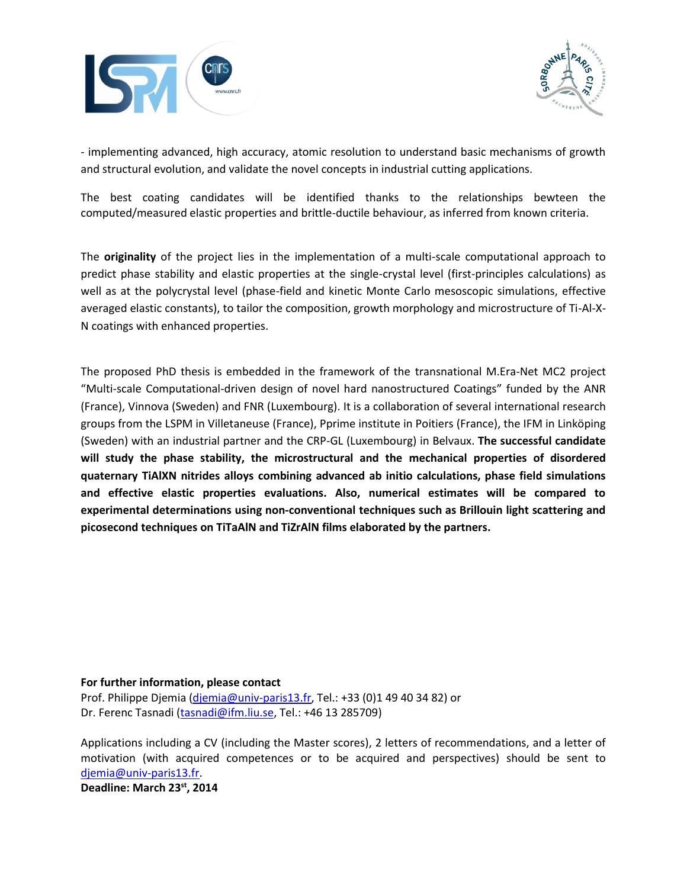- implementing advanced, high accuracy, atomic resolution to understand basic mechanisms of growth and structural evolution, and validate the novel concepts in industrial cutting applications.

The best coating candidates will be identified thanks to the relationships bewteen the computed/measured elastic properties and brittle-ductile behaviour, as inferred from known criteria.

The **originality** of the project lies in the implementation of a multi-scale computational approach to predict phase stability and elastic properties at the single-crystal level (first-principles calculations) as well as at the polycrystal level (phase-field and kinetic Monte Carlo mesoscopic simulations, effective averaged elastic constants), to tailor the composition, growth morphology and microstructure of Ti-Al-X-N coatings with enhanced properties.

The proposed PhD thesis is embedded in the framework of the transnational M.Era-Net MC2 project "Multi-scale Computational-driven design of novel hard nanostructured Coatings" funded by the ANR (France), Vinnova (Sweden) and FNR (Luxembourg). It is a collaboration of several international research groups from the LSPM in Villetaneuse (France), Pprime institute in Poitiers (France), the IFM in Linköping (Sweden) with an industrial partner and the CRP-GL (Luxembourg) in Belvaux. **The successful candidate will study the phase stability, the microstructural and the mechanical properties of disordered quaternary TiAlXN nitrides alloys combining advanced ab initio calculations, phase field simulations and effective elastic properties evaluations. Also, numerical estimates will be compared to experimental determinations using non-conventional techniques such as Brillouin light scattering and picosecond techniques on TiTaAlN and TiZrAlN films elaborated by the partners.**

**For further information, please contact**
Prof. Philippe Djemia (djemia@univ-paris13.fr, Tel.: +33 (0)1 49 40 34 82) or
Dr. Ferenc Tasnadi (tasnadi@ifm.liu.se, Tel.: +46 13 285709)

Applications including a CV (including the Master scores), 2 letters of recommendations, and a letter of motivation (with acquired competences or to be acquired and perspectives) should be sent to djemia@univ-paris13.fr.
**Deadline: March 23st, 2014**